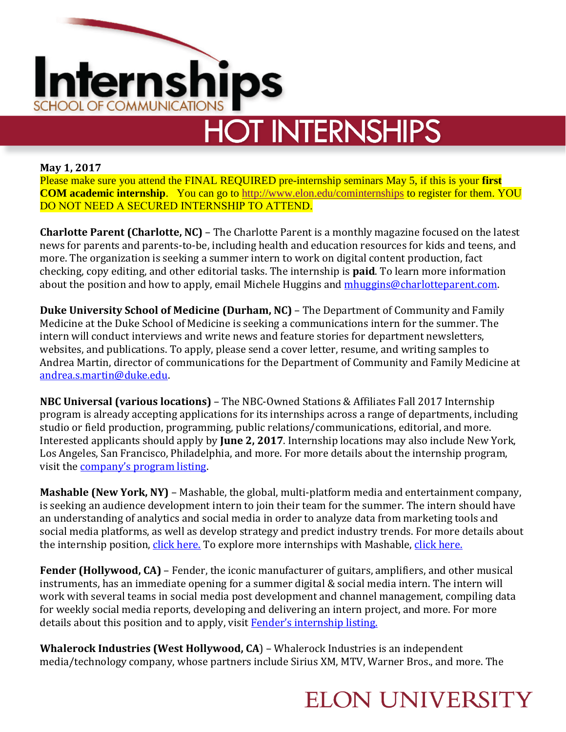# Internships

SCHOOL OF COMMUNICATIONS

## HOT INTERNSHIPS

**May 1, 2017**

Please make sure you attend the FINAL REQUIRED pre-internship seminars May 5, if this is your **first COM academic internship**. You can go to http://www.elon.edu/cominternships to register for them. YOU DO NOT NEED A SECURED INTERNSHIP TO ATTEND.

**Charlotte Parent (Charlotte, NC)** – The Charlotte Parent is a monthly magazine focused on the latest news for parents and parents-to-be, including health and education resources for kids and teens, and more. The organization is seeking a summer intern to work on digital content production, fact checking, copy editing, and other editorial tasks. The internship is **paid**. To learn more information about the position and how to apply, email Michele Huggins and mhuggins@charlotteparent.com.

**Duke University School of Medicine (Durham, NC)** – The Department of Community and Family Medicine at the Duke School of Medicine is seeking a communications intern for the summer. The intern will conduct interviews and write news and feature stories for department newsletters, websites, and publications. To apply, please send a cover letter, resume, and writing samples to Andrea Martin, director of communications for the Department of Community and Family Medicine at andrea.s.martin@duke.edu.

**NBC Universal (various locations)** – The NBC-Owned Stations & Affiliates Fall 2017 Internship program is already accepting applications for its internships across a range of departments, including studio or field production, programming, public relations/communications, editorial, and more. Interested applicants should apply by **June 2, 2017**. Internship locations may also include New York, Los Angeles, San Francisco, Philadelphia, and more. For more details about the internship program, visit the company's program listing.

**Mashable (New York, NY)** – Mashable, the global, multi-platform media and entertainment company, is seeking an audience development intern to join their team for the summer. The intern should have an understanding of analytics and social media in order to analyze data from marketing tools and social media platforms, as well as develop strategy and predict industry trends. For more details about the internship position, click here. To explore more internships with Mashable, click here.

**Fender (Hollywood, CA)** – Fender, the iconic manufacturer of guitars, amplifiers, and other musical instruments, has an immediate opening for a summer digital & social media intern. The intern will work with several teams in social media post development and channel management, compiling data for weekly social media reports, developing and delivering an intern project, and more. For more details about this position and to apply, visit Fender's internship listing.

**Whalerock Industries (West Hollywood, CA)** – Whalerock Industries is an independent media/technology company, whose partners include Sirius XM, MTV, Warner Bros., and more. The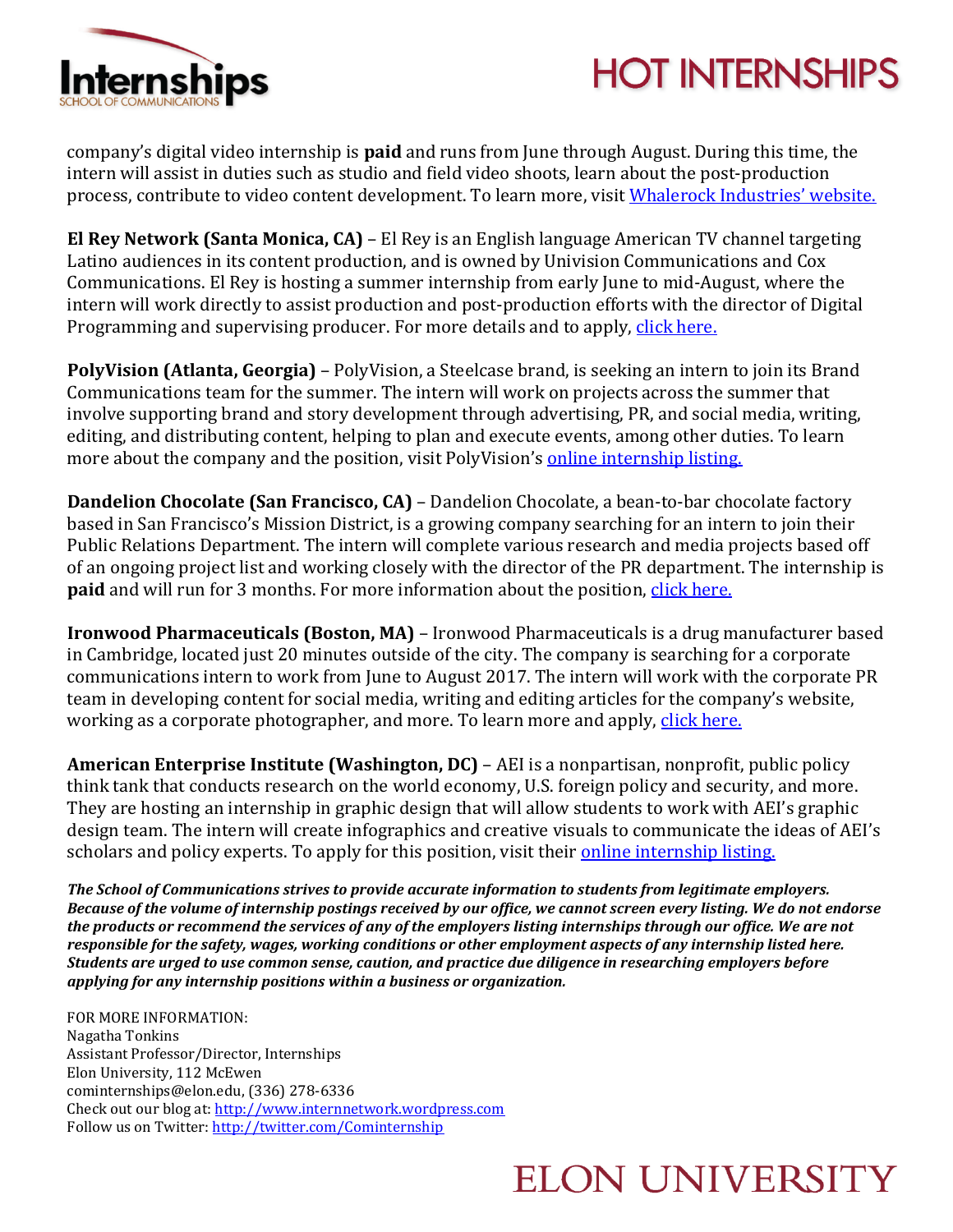company's digital video internship is **paid** and runs from June through August. During this time, the intern will assist in duties such as studio and field video shoots, learn about the post-production process, contribute to video content development. To learn more, visit Whalerock Industries' website.

**El Rey Network (Santa Monica, CA)** – El Rey is an English language American TV channel targeting Latino audiences in its content production, and is owned by Univision Communications and Cox Communications. El Rey is hosting a summer internship from early June to mid-August, where the intern will work directly to assist production and post-production efforts with the director of Digital Programming and supervising producer. For more details and to apply, click here.

**PolyVision (Atlanta, Georgia)** – PolyVision, a Steelcase brand, is seeking an intern to join its Brand Communications team for the summer. The intern will work on projects across the summer that involve supporting brand and story development through advertising, PR, and social media, writing, editing, and distributing content, helping to plan and execute events, among other duties. To learn more about the company and the position, visit PolyVision's online internship listing.

**Dandelion Chocolate (San Francisco, CA)** – Dandelion Chocolate, a bean-to-bar chocolate factory based in San Francisco's Mission District, is a growing company searching for an intern to join their Public Relations Department. The intern will complete various research and media projects based off of an ongoing project list and working closely with the director of the PR department. The internship is **paid** and will run for 3 months. For more information about the position, click here.

**Ironwood Pharmaceuticals (Boston, MA)** – Ironwood Pharmaceuticals is a drug manufacturer based in Cambridge, located just 20 minutes outside of the city. The company is searching for a corporate communications intern to work from June to August 2017. The intern will work with the corporate PR team in developing content for social media, writing and editing articles for the company's website, working as a corporate photographer, and more. To learn more and apply, click here.

**American Enterprise Institute (Washington, DC)** – AEI is a nonpartisan, nonprofit, public policy think tank that conducts research on the world economy, U.S. foreign policy and security, and more. They are hosting an internship in graphic design that will allow students to work with AEI's graphic design team. The intern will create infographics and creative visuals to communicate the ideas of AEI's scholars and policy experts. To apply for this position, visit their online internship listing.

***The School of Communications strives to provide accurate information to students from legitimate employers. Because of the volume of internship postings received by our office, we cannot screen every listing. We do not endorse the products or recommend the services of any of the employers listing internships through our office. We are not responsible for the safety, wages, working conditions or other employment aspects of any internship listed here. Students are urged to use common sense, caution, and practice due diligence in researching employers before applying for any internship positions within a business or organization.***

FOR MORE INFORMATION:
Nagatha Tonkins
Assistant Professor/Director, Internships
Elon University, 112 McEwen
cominternships@elon.edu, (336) 278-6336
Check out our blog at: http://www.internnetwork.wordpress.com
Follow us on Twitter: http://twitter.com/Cominternship

ELON UNIVERSITY